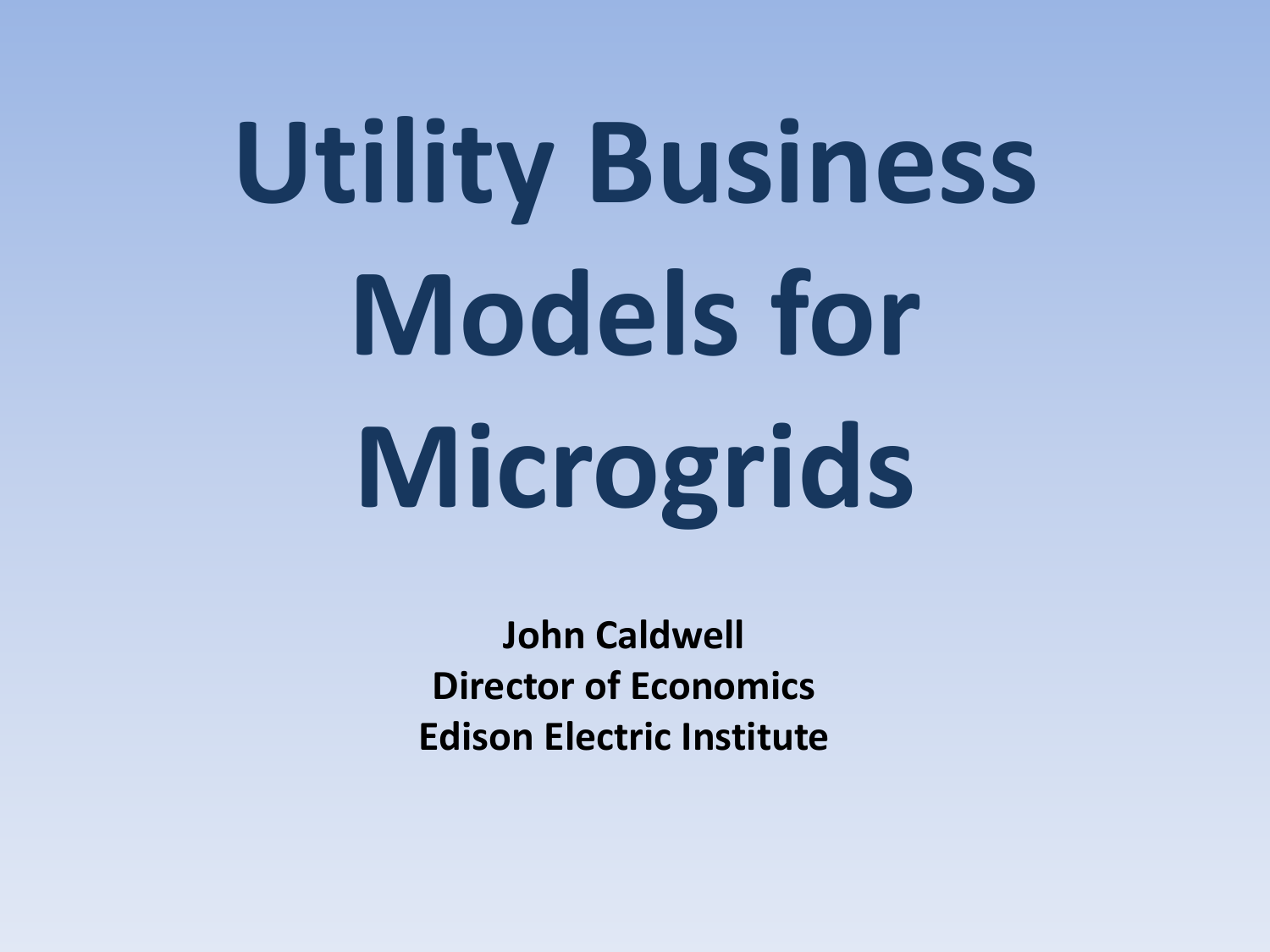# Utility Business Models for Microgrids

**John Caldwell**
**Director of Economics**
**Edison Electric Institute**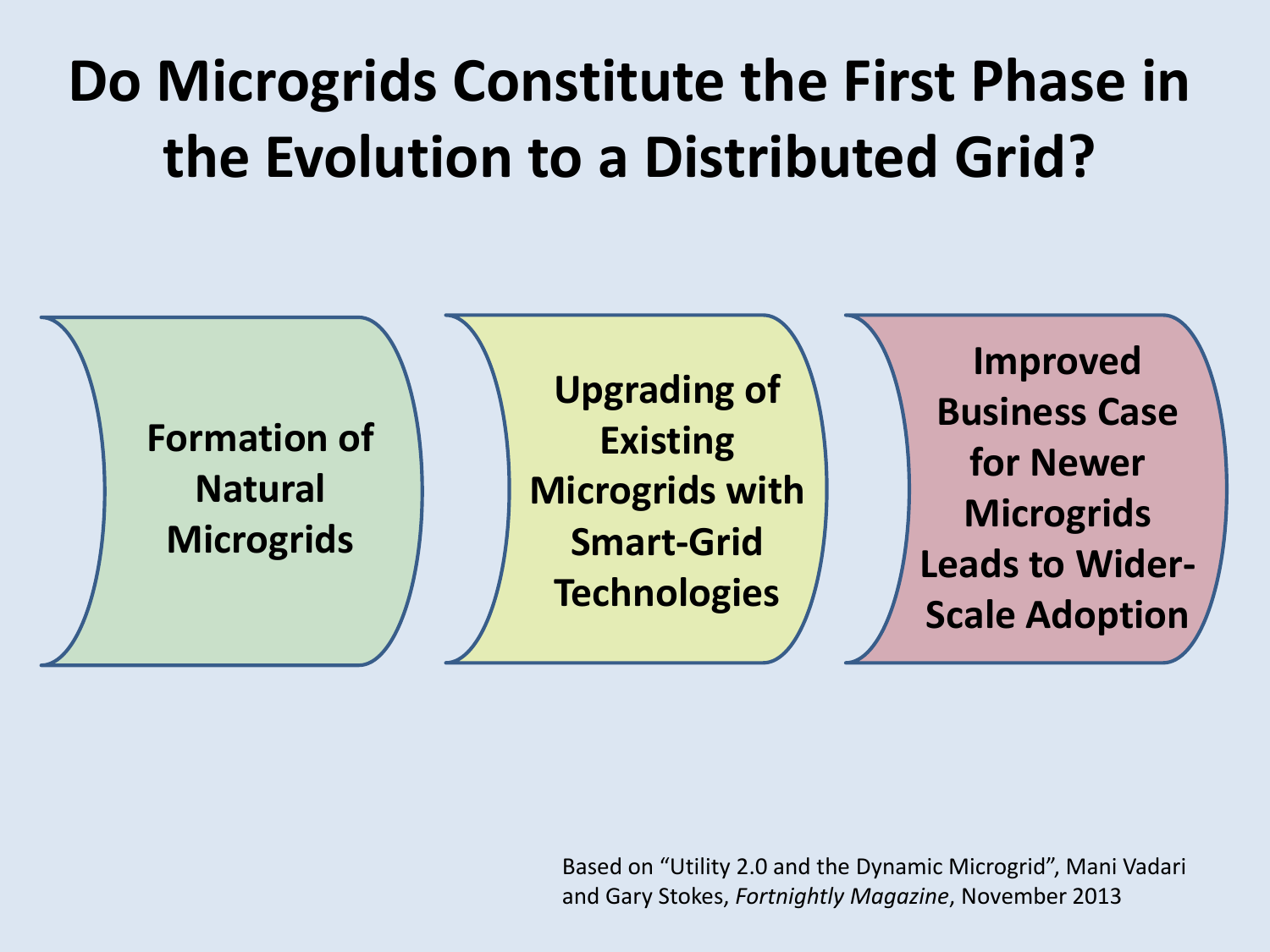# Do Microgrids Constitute the First Phase in the Evolution to a Distributed Grid?

1. **Formation of Natural Microgrids**
2. **Upgrading of Existing Microgrids with Smart-Grid Technologies**
3. **Improved Business Case for Newer Microgrids Leads to Wider-Scale Adoption**

Based on "Utility 2.0 and the Dynamic Microgrid", Mani Vadari and Gary Stokes, *Fortnightly Magazine*, November 2013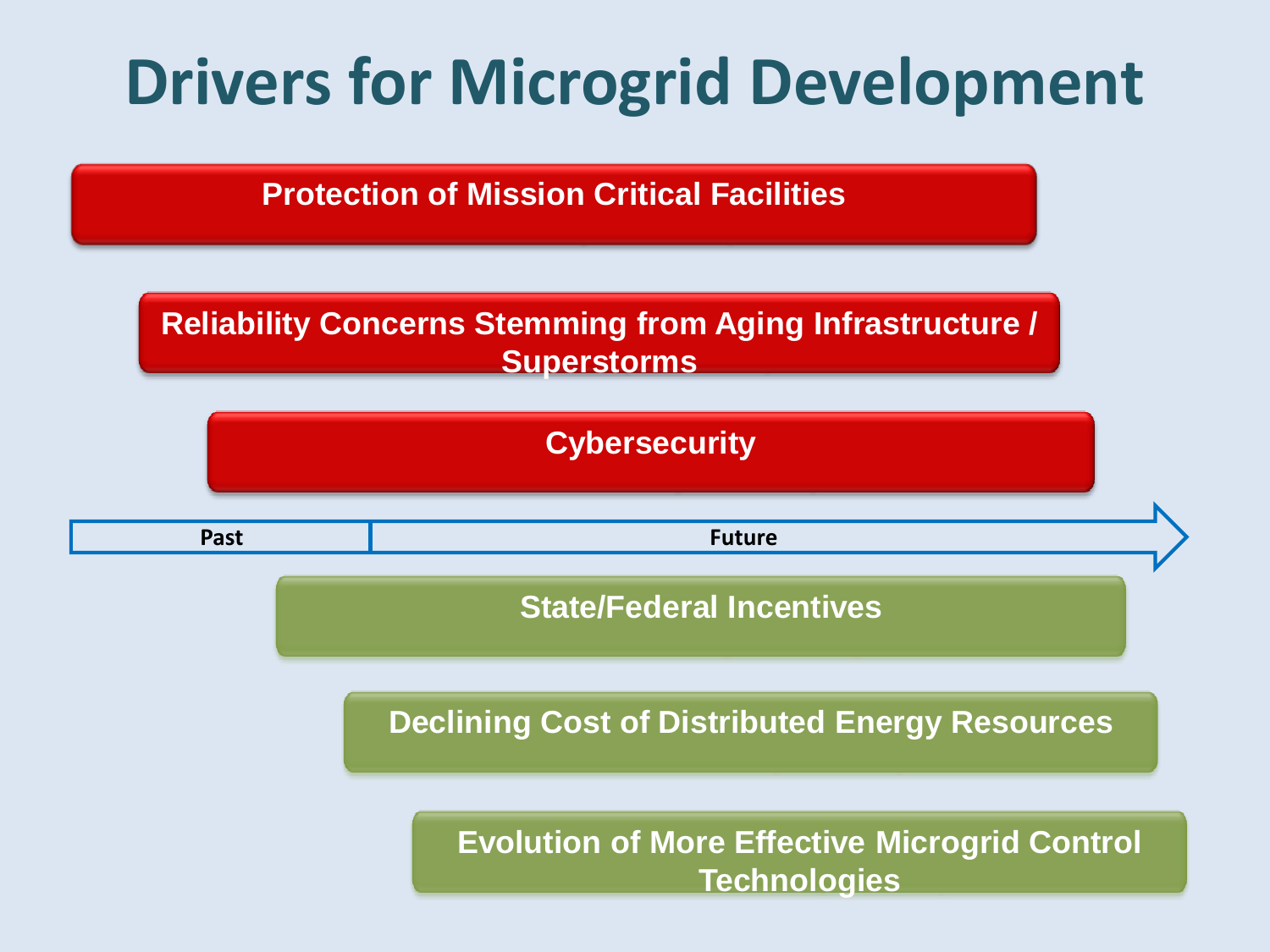# Drivers for Microgrid Development

- Protection of Mission Critical Facilities
- Reliability Concerns Stemming from Aging Infrastructure / Superstorms
- Cybersecurity

Past | Future

- State/Federal Incentives
- Declining Cost of Distributed Energy Resources
- Evolution of More Effective Microgrid Control Technologies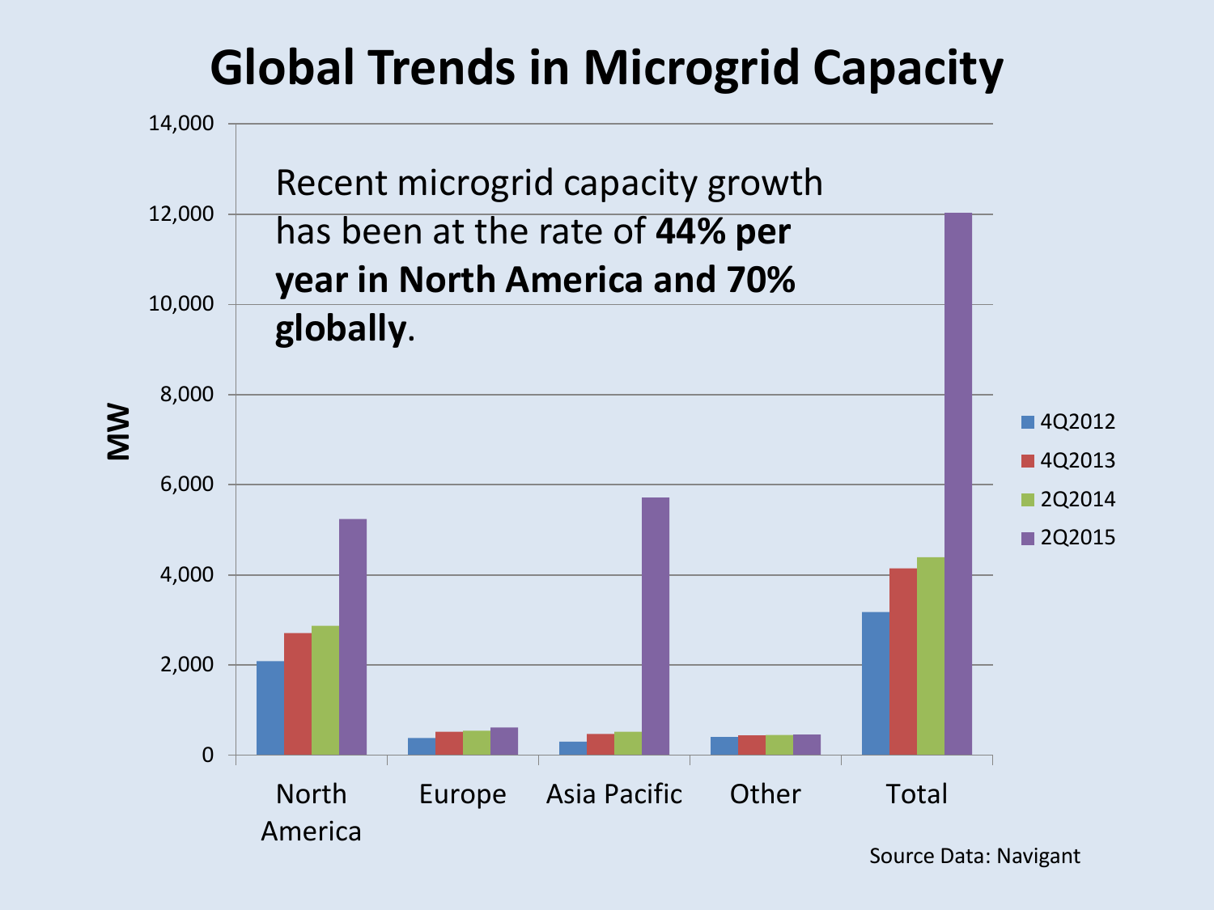# Global Trends in Microgrid Capacity

Recent microgrid capacity growth has been at the rate of **44% per year in North America and 70% globally**.

Source Data: Navigant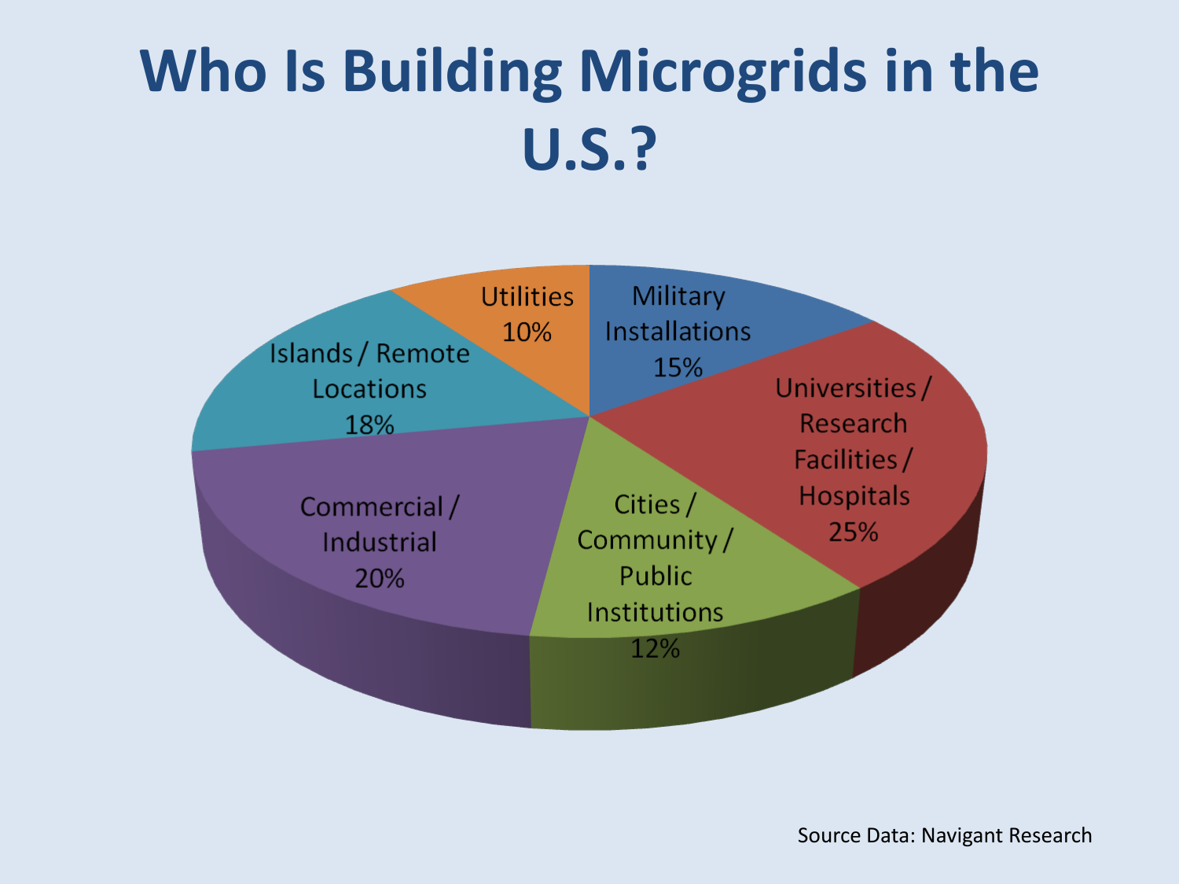# Who Is Building Microgrids in the U.S.?

| Category | Share |
|---|---|
| Military Installations | 15% |
| Universities / Research Facilities / Hospitals | 25% |
| Cities / Community / Public Institutions | 12% |
| Commercial / Industrial | 20% |
| Islands / Remote Locations | 18% |
| Utilities | 10% |

Source Data: Navigant Research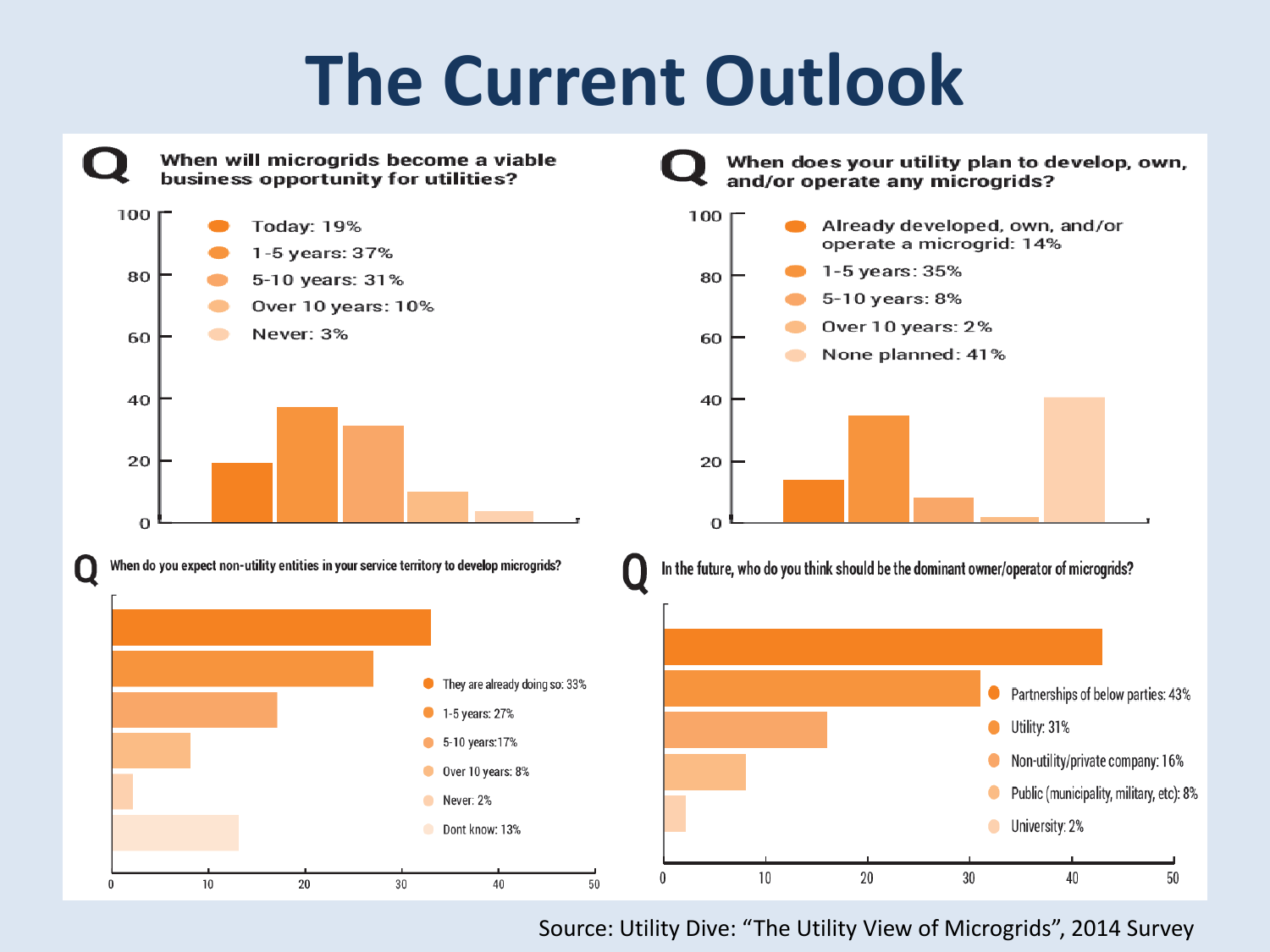# The Current Outlook

**Q: When will microgrids become a viable business opportunity for utilities?**

- Today: 19%
- 1-5 years: 37%
- 5-10 years: 31%
- Over 10 years: 10%
- Never: 3%

**Q: When does your utility plan to develop, own, and/or operate any microgrids?**

- Already developed, own, and/or operate a microgrid: 14%
- 1-5 years: 35%
- 5-10 years: 8%
- Over 10 years: 2%
- None planned: 41%

**Q: When do you expect non-utility entities in your service territory to develop microgrids?**

- They are already doing so: 33%
- 1-5 years: 27%
- 5-10 years: 17%
- Over 10 years: 8%
- Never: 2%
- Dont know: 13%

**Q: In the future, who do you think should be the dominant owner/operator of microgrids?**

- Partnerships of below parties: 43%
- Utility: 31%
- Non-utility/private company: 16%
- Public (municipality, military, etc): 8%
- University: 2%

Source: Utility Dive: "The Utility View of Microgrids", 2014 Survey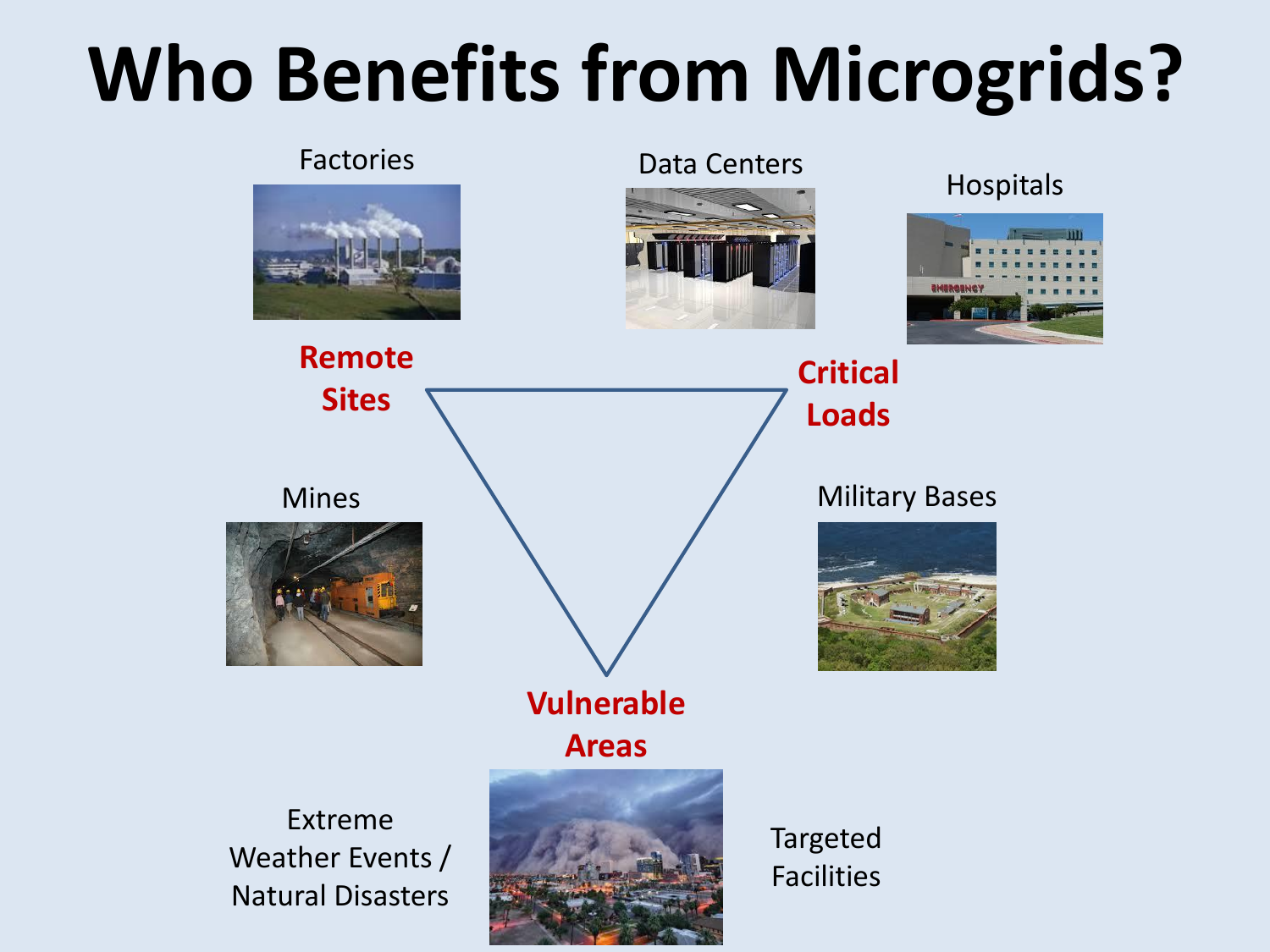# Who Benefits from Microgrids?

Factories

Data Centers

Hospitals

**Remote Sites**

**Critical Loads**

Mines

Military Bases

**Vulnerable Areas**

Extreme Weather Events / Natural Disasters

Targeted Facilities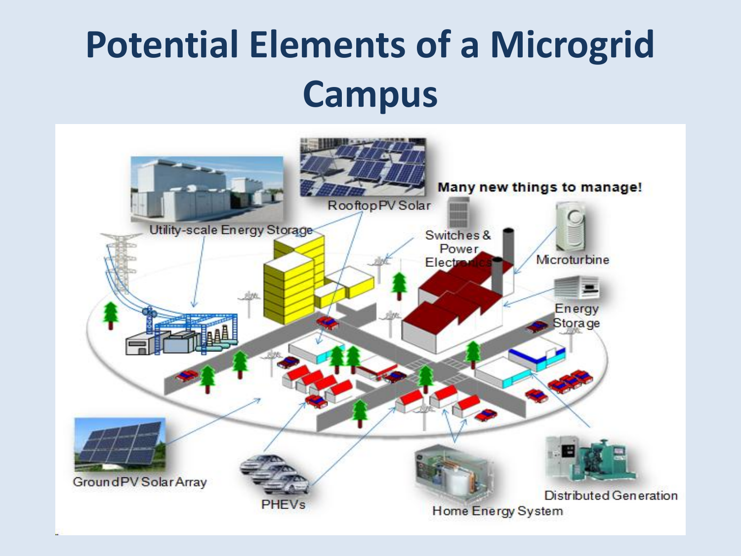# Potential Elements of a Microgrid Campus

Many new things to manage!

Utility-scale Energy Storage

Rooftop PV Solar

Switches & Power Electronics

Microturbine

Energy Storage

Ground PV Solar Array

PHEVs

Home Energy System

Distributed Generation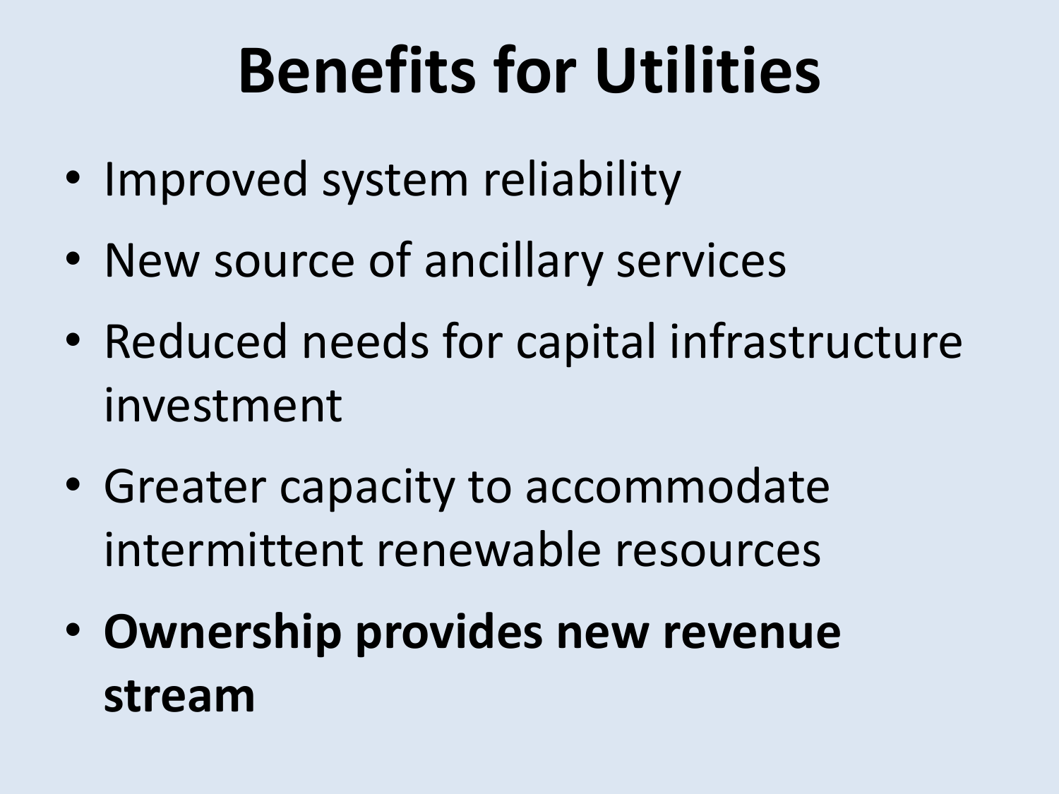# Benefits for Utilities

- Improved system reliability
- New source of ancillary services
- Reduced needs for capital infrastructure investment
- Greater capacity to accommodate intermittent renewable resources
- **Ownership provides new revenue stream**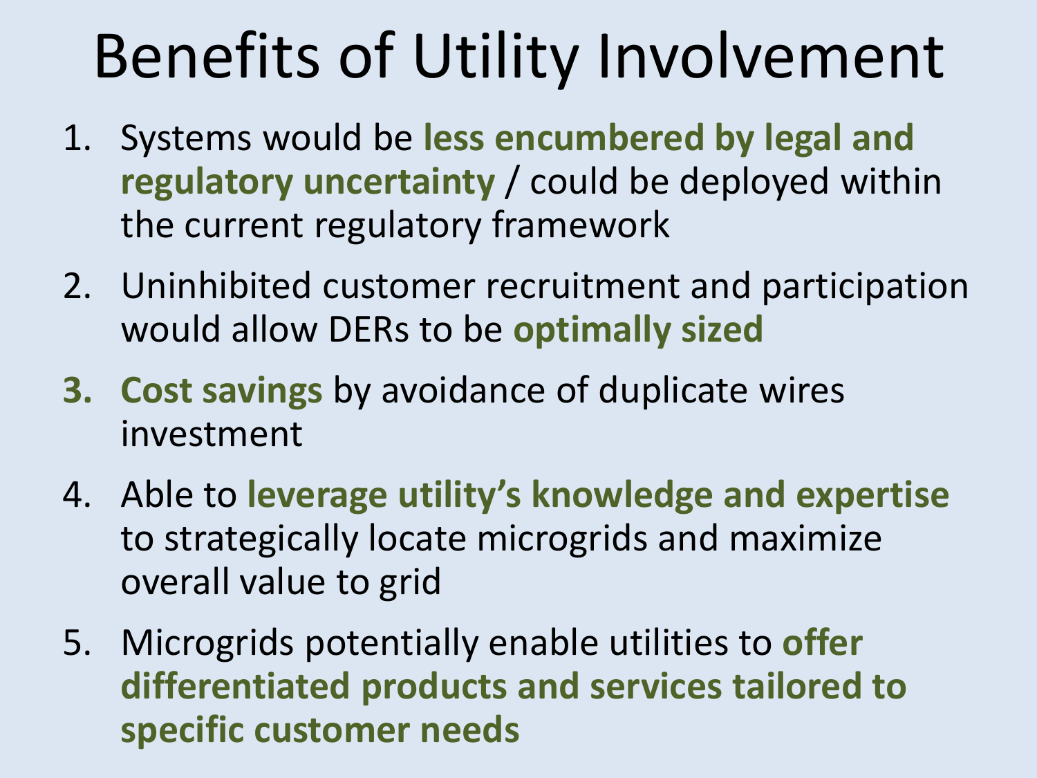# Benefits of Utility Involvement

1. Systems would be **less encumbered by legal and regulatory uncertainty** / could be deployed within the current regulatory framework
2. Uninhibited customer recruitment and participation would allow DERs to be **optimally sized**
3. **Cost savings** by avoidance of duplicate wires investment
4. Able to **leverage utility's knowledge and expertise** to strategically locate microgrids and maximize overall value to grid
5. Microgrids potentially enable utilities to **offer differentiated products and services tailored to specific customer needs**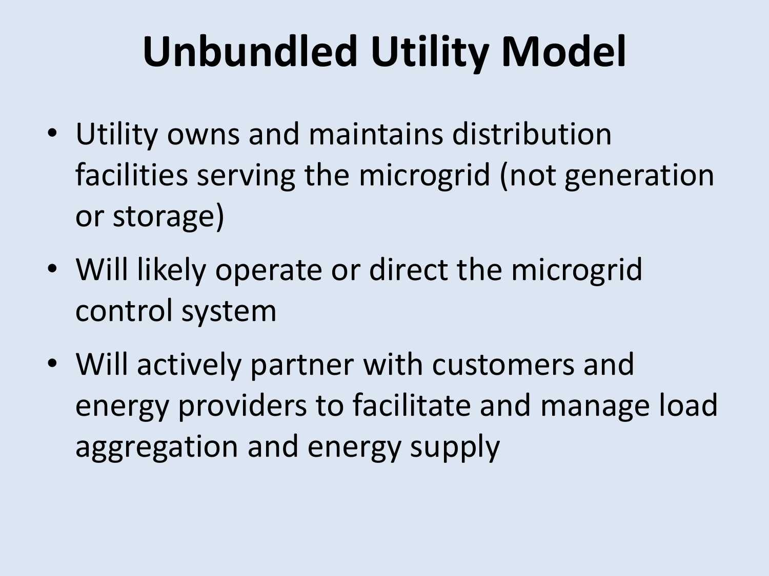# Unbundled Utility Model

- Utility owns and maintains distribution facilities serving the microgrid (not generation or storage)
- Will likely operate or direct the microgrid control system
- Will actively partner with customers and energy providers to facilitate and manage load aggregation and energy supply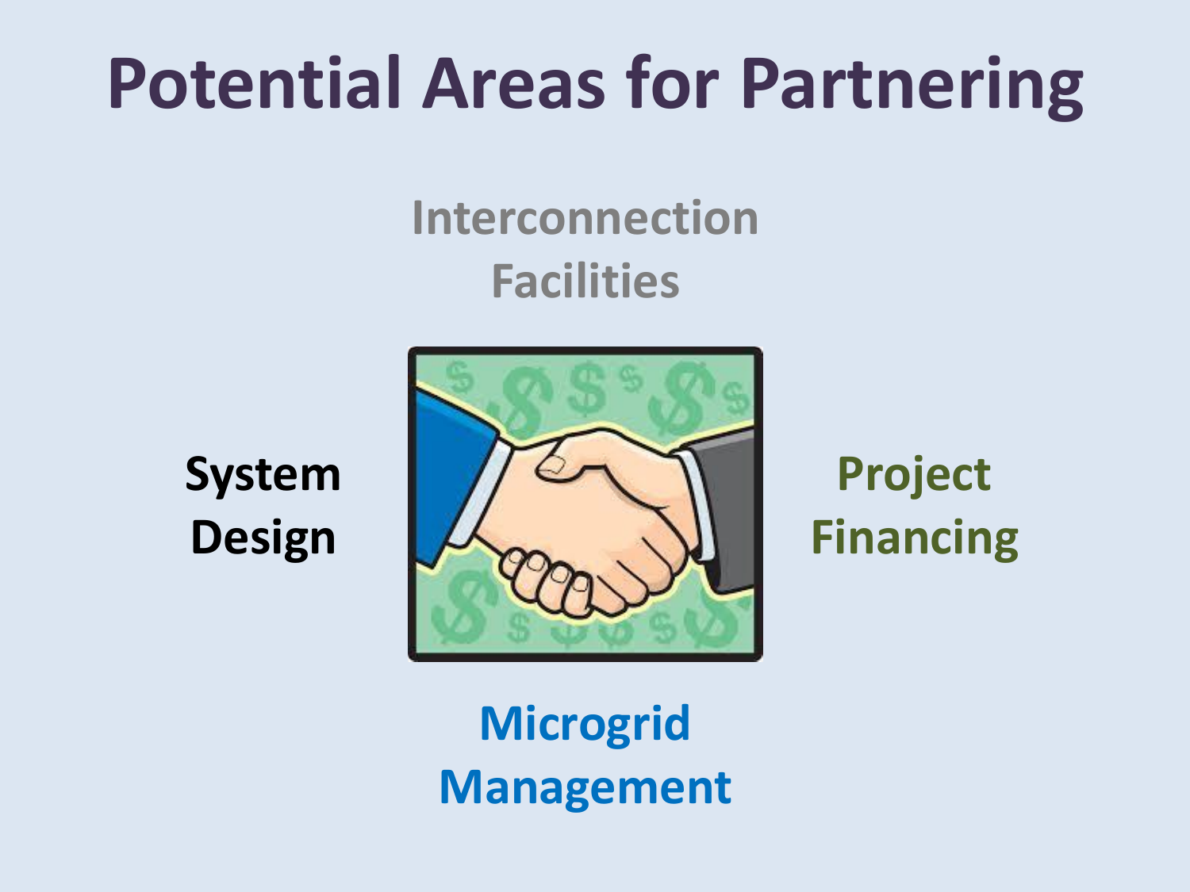# Potential Areas for Partnering

Interconnection Facilities

System Design

Project Financing

Microgrid Management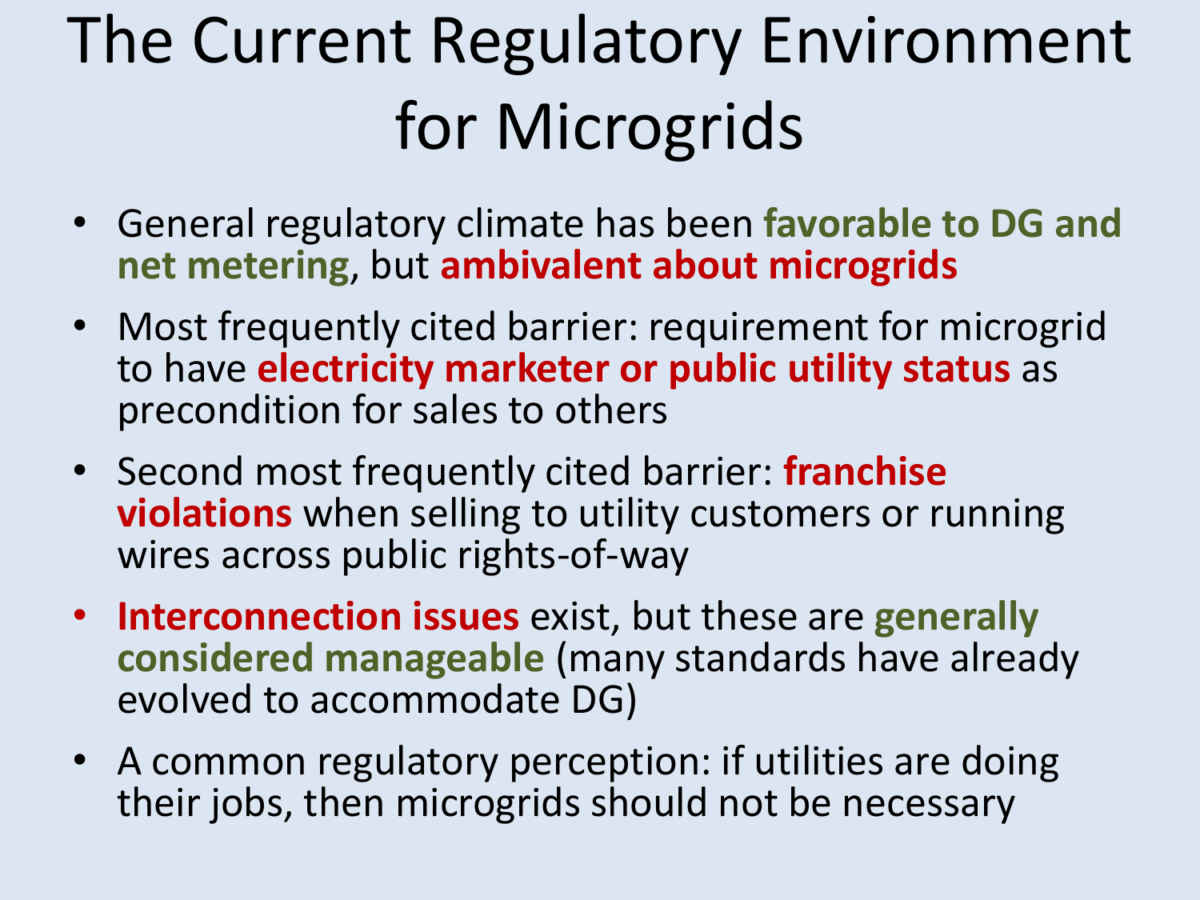# The Current Regulatory Environment for Microgrids

- General regulatory climate has been **favorable to DG and net metering**, but **ambivalent about microgrids**
- Most frequently cited barrier: requirement for microgrid to have **electricity marketer or public utility status** as precondition for sales to others
- Second most frequently cited barrier: **franchise violations** when selling to utility customers or running wires across public rights-of-way
- **Interconnection issues** exist, but these are **generally considered manageable** (many standards have already evolved to accommodate DG)
- A common regulatory perception: if utilities are doing their jobs, then microgrids should not be necessary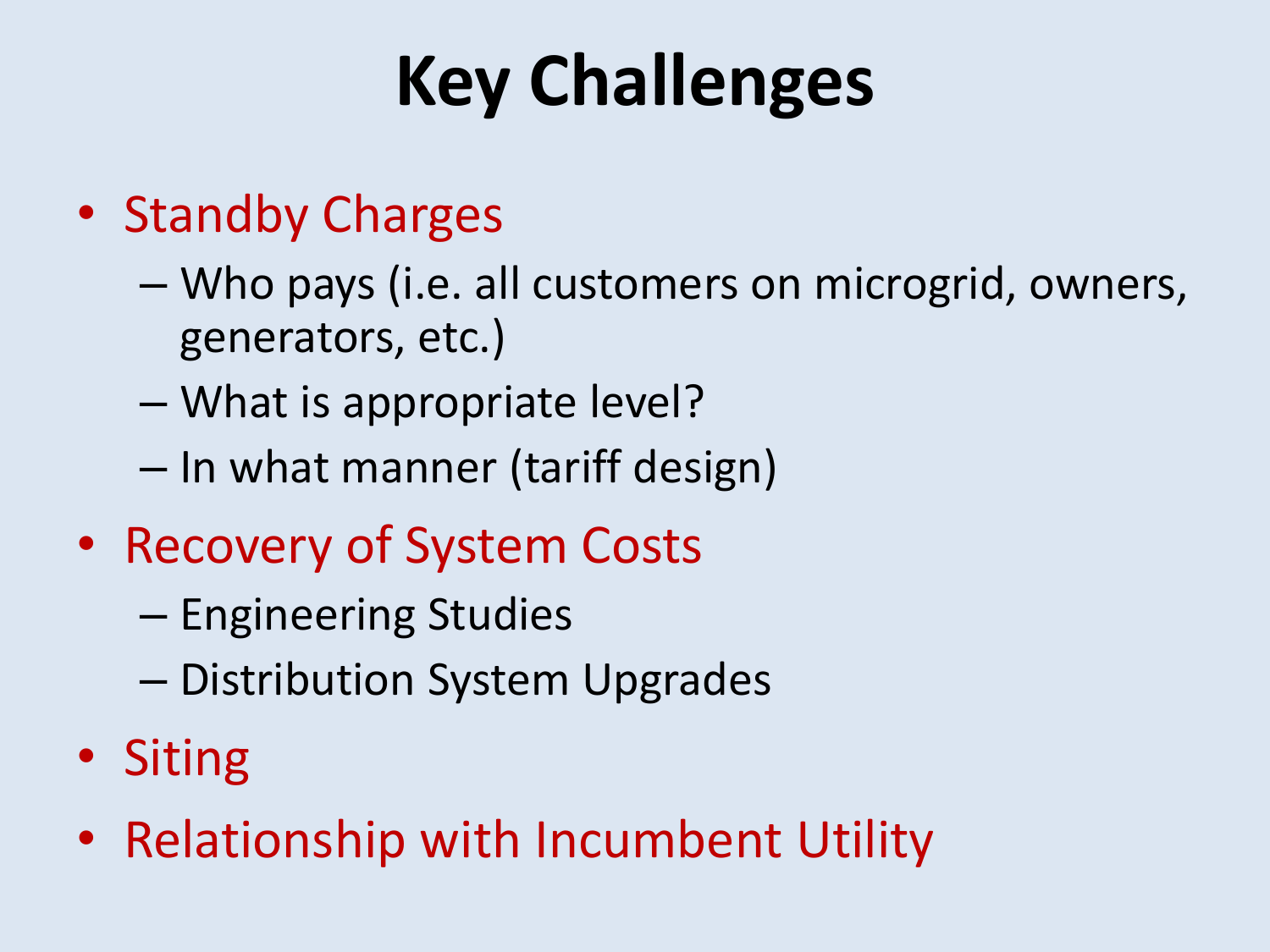# Key Challenges

- Standby Charges
  - Who pays (i.e. all customers on microgrid, owners, generators, etc.)
  - What is appropriate level?
  - In what manner (tariff design)
- Recovery of System Costs
  - Engineering Studies
  - Distribution System Upgrades
- Siting
- Relationship with Incumbent Utility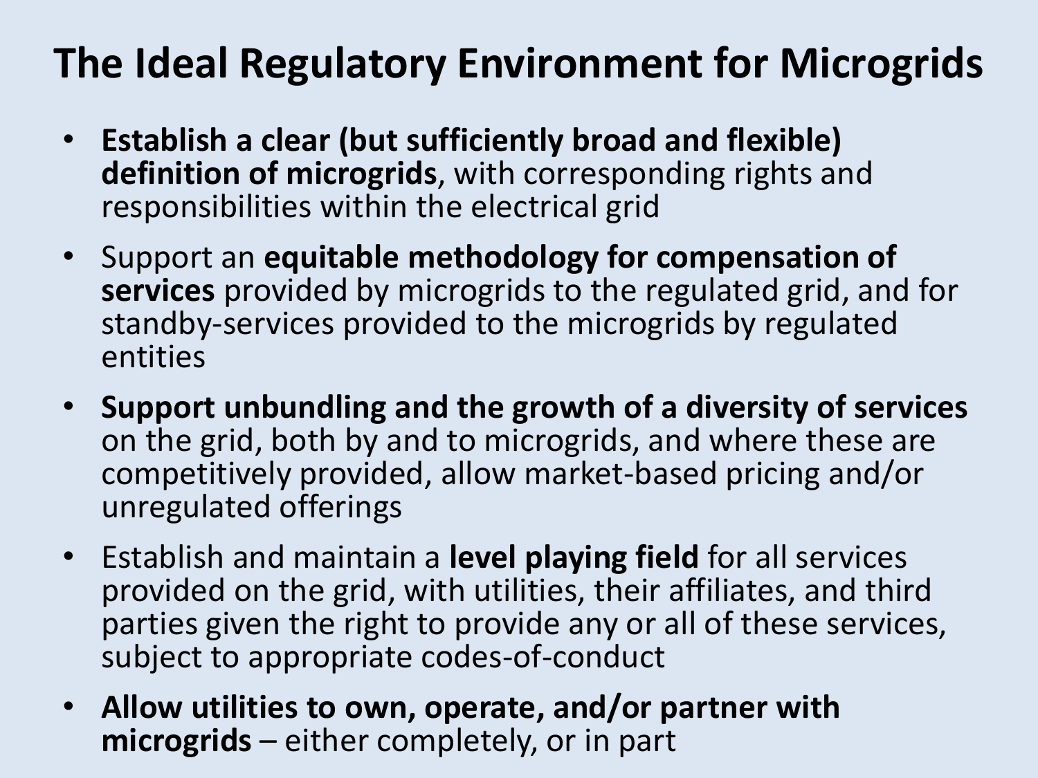# The Ideal Regulatory Environment for Microgrids

- **Establish a clear (but sufficiently broad and flexible) definition of microgrids**, with corresponding rights and responsibilities within the electrical grid
- Support an **equitable methodology for compensation of services** provided by microgrids to the regulated grid, and for standby-services provided to the microgrids by regulated entities
- **Support unbundling and the growth of a diversity of services** on the grid, both by and to microgrids, and where these are competitively provided, allow market-based pricing and/or unregulated offerings
- Establish and maintain a **level playing field** for all services provided on the grid, with utilities, their affiliates, and third parties given the right to provide any or all of these services, subject to appropriate codes-of-conduct
- **Allow utilities to own, operate, and/or partner with microgrids** – either completely, or in part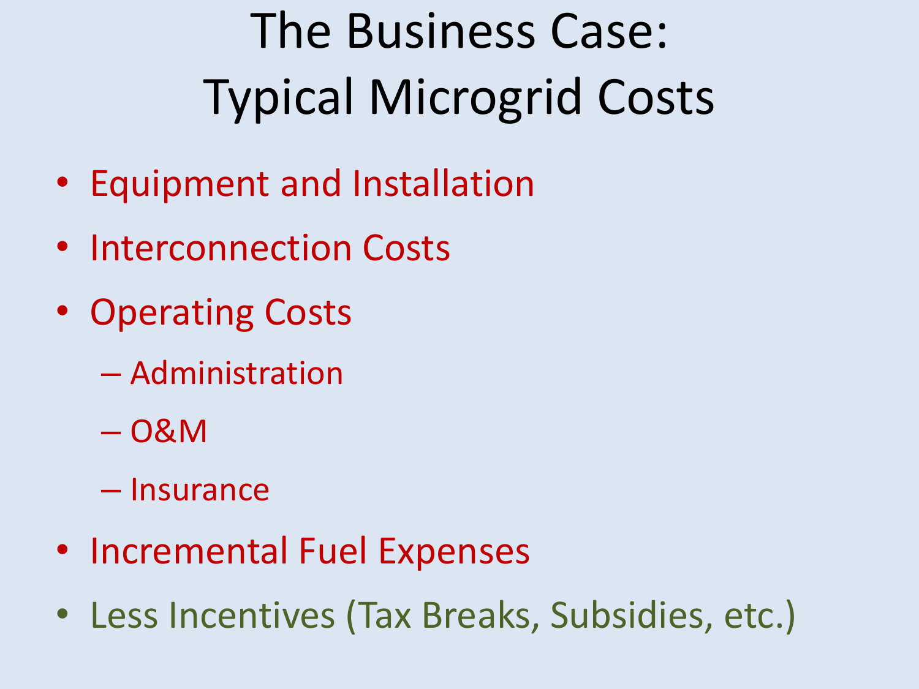# The Business Case: Typical Microgrid Costs

- Equipment and Installation
- Interconnection Costs
- Operating Costs
  - Administration
  - O&M
  - Insurance
- Incremental Fuel Expenses
- Less Incentives (Tax Breaks, Subsidies, etc.)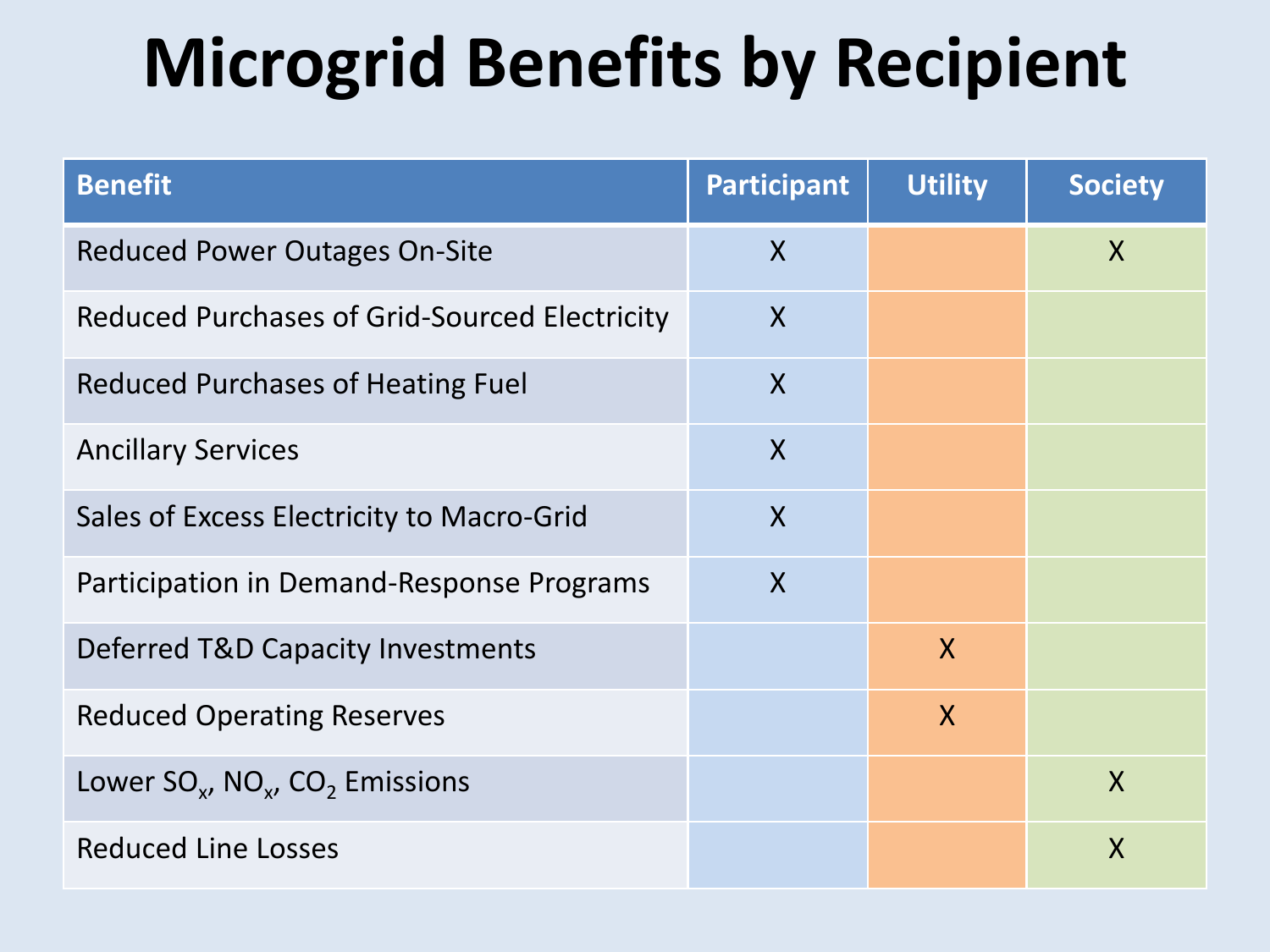# Microgrid Benefits by Recipient

| Benefit | Participant | Utility | Society |
|---|---|---|---|
| Reduced Power Outages On-Site | X | | X |
| Reduced Purchases of Grid-Sourced Electricity | X | | |
| Reduced Purchases of Heating Fuel | X | | |
| Ancillary Services | X | | |
| Sales of Excess Electricity to Macro-Grid | X | | |
| Participation in Demand-Response Programs | X | | |
| Deferred T&D Capacity Investments | | X | |
| Reduced Operating Reserves | | X | |
| Lower $SO_x$, $NO_x$, $CO_2$ Emissions | | | X |
| Reduced Line Losses | | | X |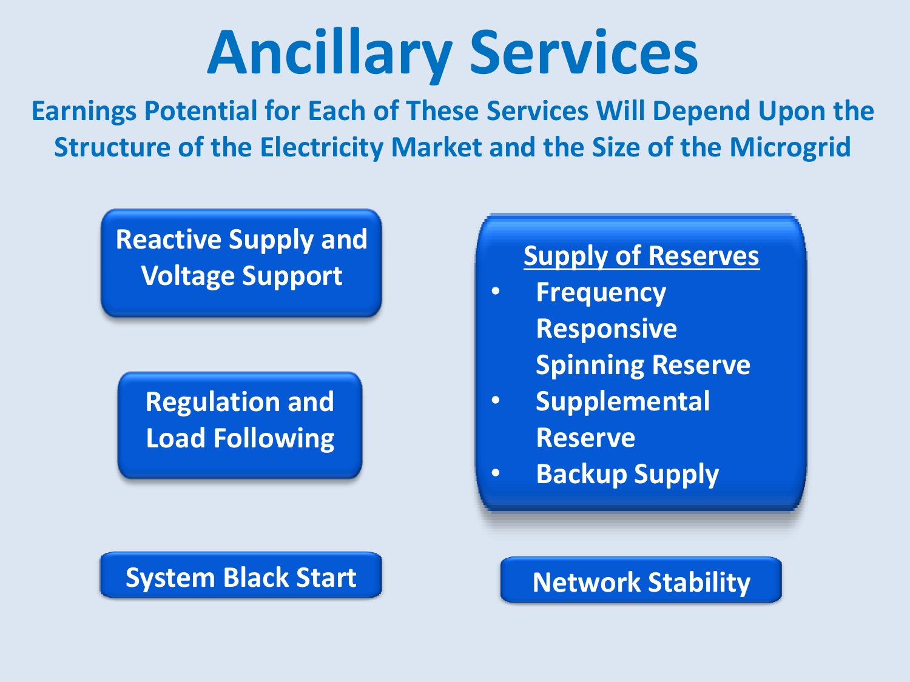# Ancillary Services

## Earnings Potential for Each of These Services Will Depend Upon the Structure of the Electricity Market and the Size of the Microgrid

**Reactive Supply and Voltage Support**

**Regulation and Load Following**

**System Black Start**

**Supply of Reserves**

- Frequency Responsive Spinning Reserve
- Supplemental Reserve
- Backup Supply

**Network Stability**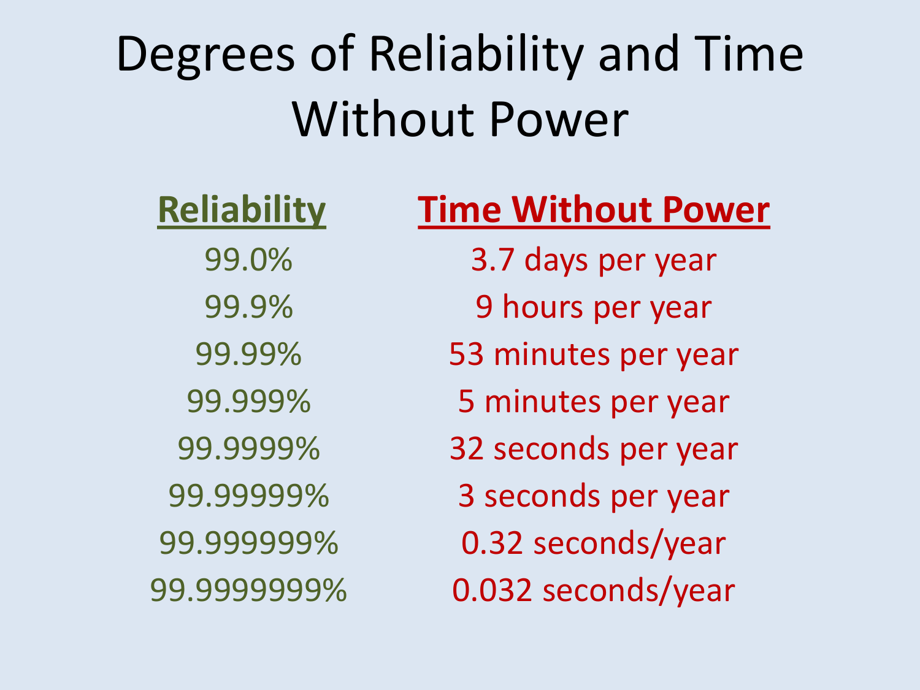# Degrees of Reliability and Time Without Power

| Reliability | Time Without Power |
| --- | --- |
| 99.0% | 3.7 days per year |
| 99.9% | 9 hours per year |
| 99.99% | 53 minutes per year |
| 99.999% | 5 minutes per year |
| 99.9999% | 32 seconds per year |
| 99.99999% | 3 seconds per year |
| 99.999999% | 0.32 seconds/year |
| 99.9999999% | 0.032 seconds/year |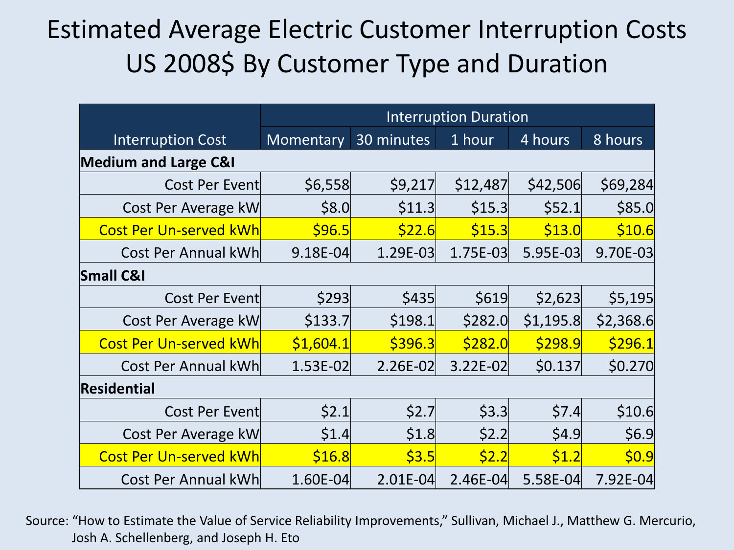# Estimated Average Electric Customer Interruption Costs US 2008$ By Customer Type and Duration

| Interruption Cost | Interruption Duration | | | | |
|---|---|---|---|---|---|
| | Momentary | 30 minutes | 1 hour | 4 hours | 8 hours |
| **Medium and Large C&I** | | | | | |
| Cost Per Event | $6,558 | $9,217 | $12,487 | $42,506 | $69,284 |
| Cost Per Average kW | $8.0 | $11.3 | $15.3 | $52.1 | $85.0 |
| Cost Per Un-served kWh | $96.5 | $22.6 | $15.3 | $13.0 | $10.6 |
| Cost Per Annual kWh | 9.18E-04 | 1.29E-03 | 1.75E-03 | 5.95E-03 | 9.70E-03 |
| **Small C&I** | | | | | |
| Cost Per Event | $293 | $435 | $619 | $2,623 | $5,195 |
| Cost Per Average kW | $133.7 | $198.1 | $282.0 | $1,195.8 | $2,368.6 |
| Cost Per Un-served kWh | $1,604.1 | $396.3 | $282.0 | $298.9 | $296.1 |
| Cost Per Annual kWh | 1.53E-02 | 2.26E-02 | 3.22E-02 | $0.137 | $0.270 |
| **Residential** | | | | | |
| Cost Per Event | $2.1 | $2.7 | $3.3 | $7.4 | $10.6 |
| Cost Per Average kW | $1.4 | $1.8 | $2.2 | $4.9 | $6.9 |
| Cost Per Un-served kWh | $16.8 | $3.5 | $2.2 | $1.2 | $0.9 |
| Cost Per Annual kWh | 1.60E-04 | 2.01E-04 | 2.46E-04 | 5.58E-04 | 7.92E-04 |

Source: "How to Estimate the Value of Service Reliability Improvements," Sullivan, Michael J., Matthew G. Mercurio, Josh A. Schellenberg, and Joseph H. Eto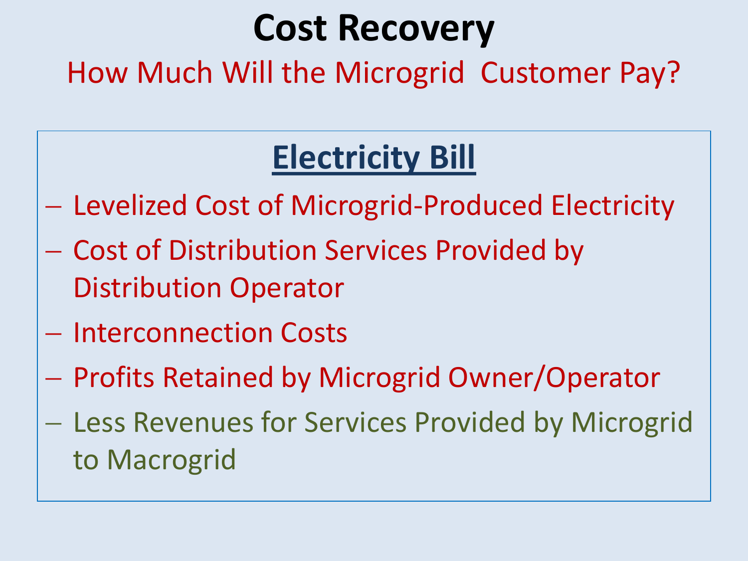# Cost Recovery

## How Much Will the Microgrid Customer Pay?

### Electricity Bill

- Levelized Cost of Microgrid-Produced Electricity
- Cost of Distribution Services Provided by Distribution Operator
- Interconnection Costs
- Profits Retained by Microgrid Owner/Operator
- Less Revenues for Services Provided by Microgrid to Macrogrid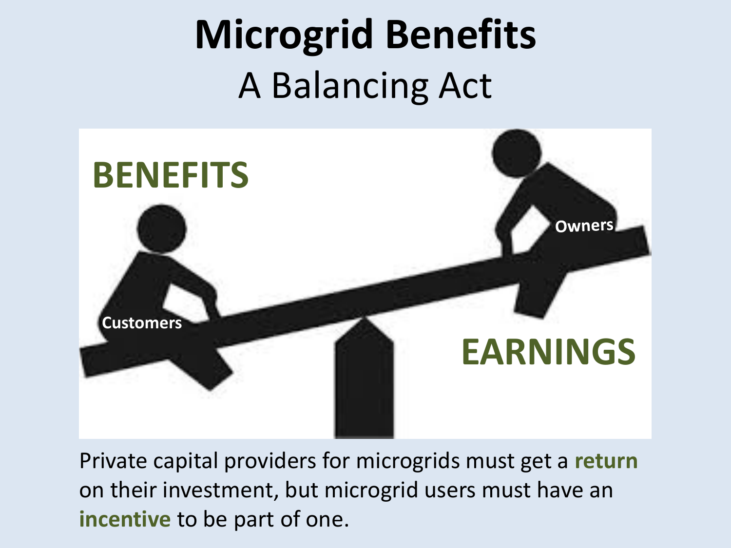# Microgrid Benefits

## A Balancing Act

BENEFITS

Customers

Owners

EARNINGS

Private capital providers for microgrids must get a **return** on their investment, but microgrid users must have an **incentive** to be part of one.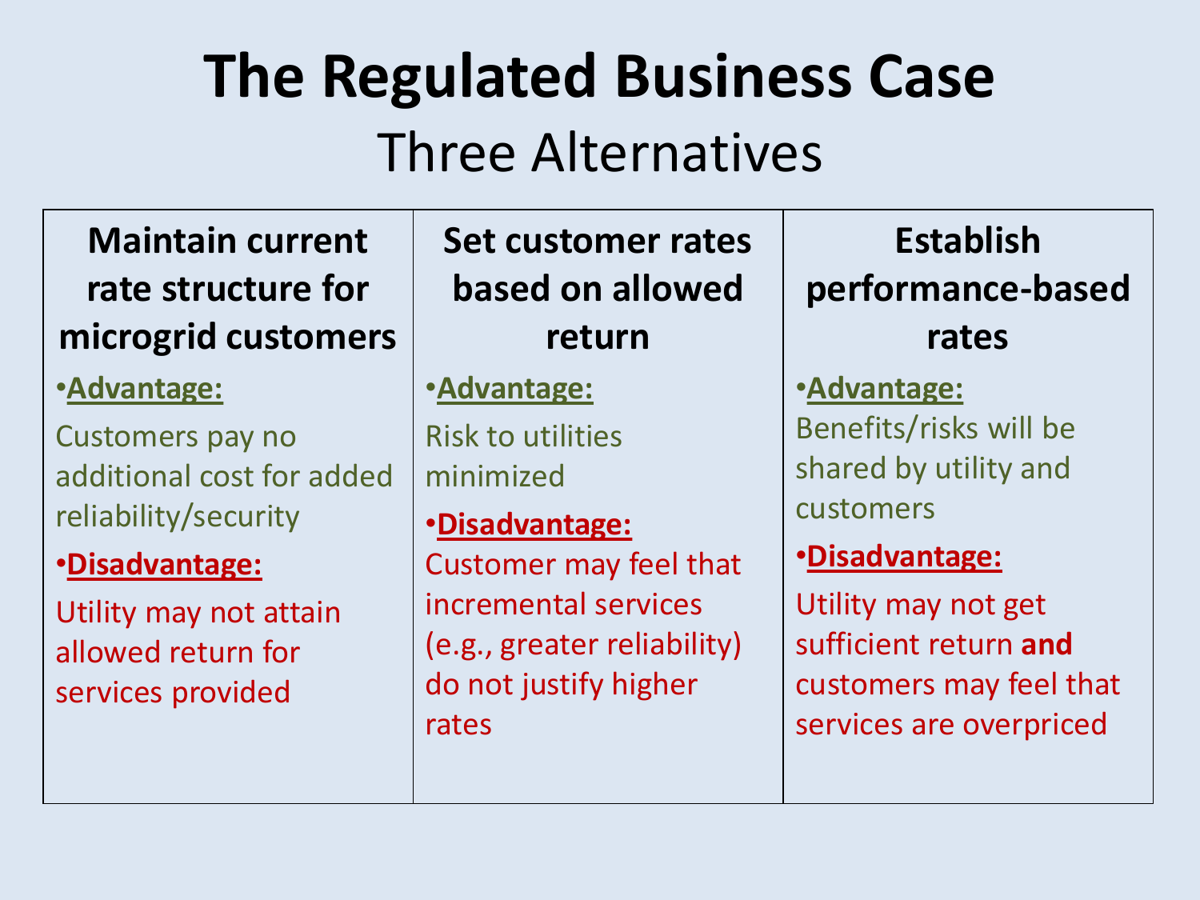# The Regulated Business Case

## Three Alternatives

| Maintain current rate structure for microgrid customers | Set customer rates based on allowed return | Establish performance-based rates |
|---|---|---|
| •**Advantage:** Customers pay no additional cost for added reliability/security<br>•**Disadvantage:** Utility may not attain allowed return for services provided | •**Advantage:** Risk to utilities minimized<br>•**Disadvantage:** Customer may feel that incremental services (e.g., greater reliability) do not justify higher rates | •**Advantage:** Benefits/risks will be shared by utility and customers<br>•**Disadvantage:** Utility may not get sufficient return **and** customers may feel that services are overpriced |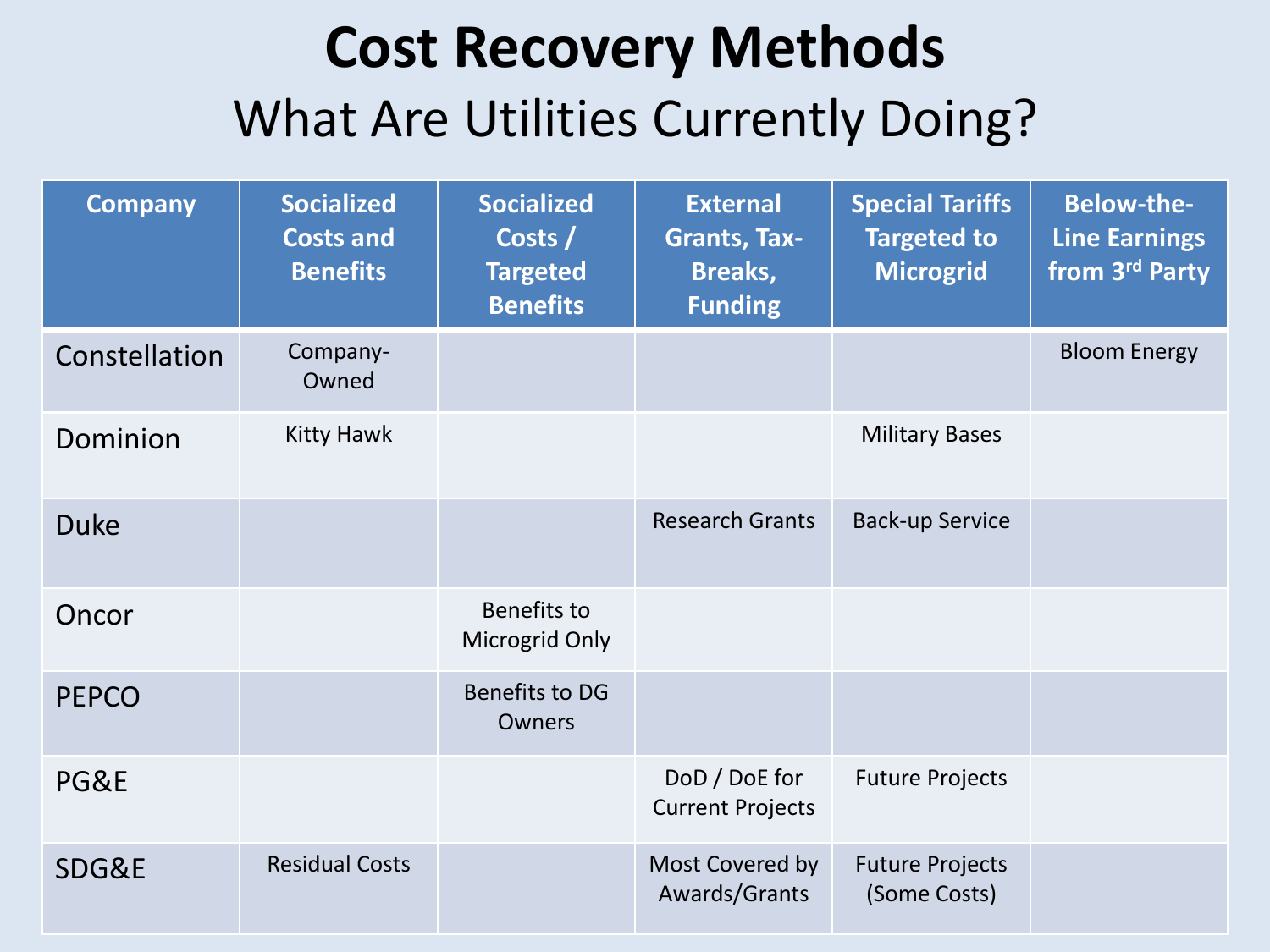# Cost Recovery Methods

## What Are Utilities Currently Doing?

| Company | Socialized Costs and Benefits | Socialized Costs / Targeted Benefits | External Grants, Tax-Breaks, Funding | Special Tariffs Targeted to Microgrid | Below-the-Line Earnings from 3rd Party |
|---|---|---|---|---|---|
| Constellation | Company-Owned | | | | Bloom Energy |
| Dominion | Kitty Hawk | | | Military Bases | |
| Duke | | | Research Grants | Back-up Service | |
| Oncor | | Benefits to Microgrid Only | | | |
| PEPCO | | Benefits to DG Owners | | | |
| PG&E | | | DoD / DoE for Current Projects | Future Projects | |
| SDG&E | Residual Costs | | Most Covered by Awards/Grants | Future Projects (Some Costs) | |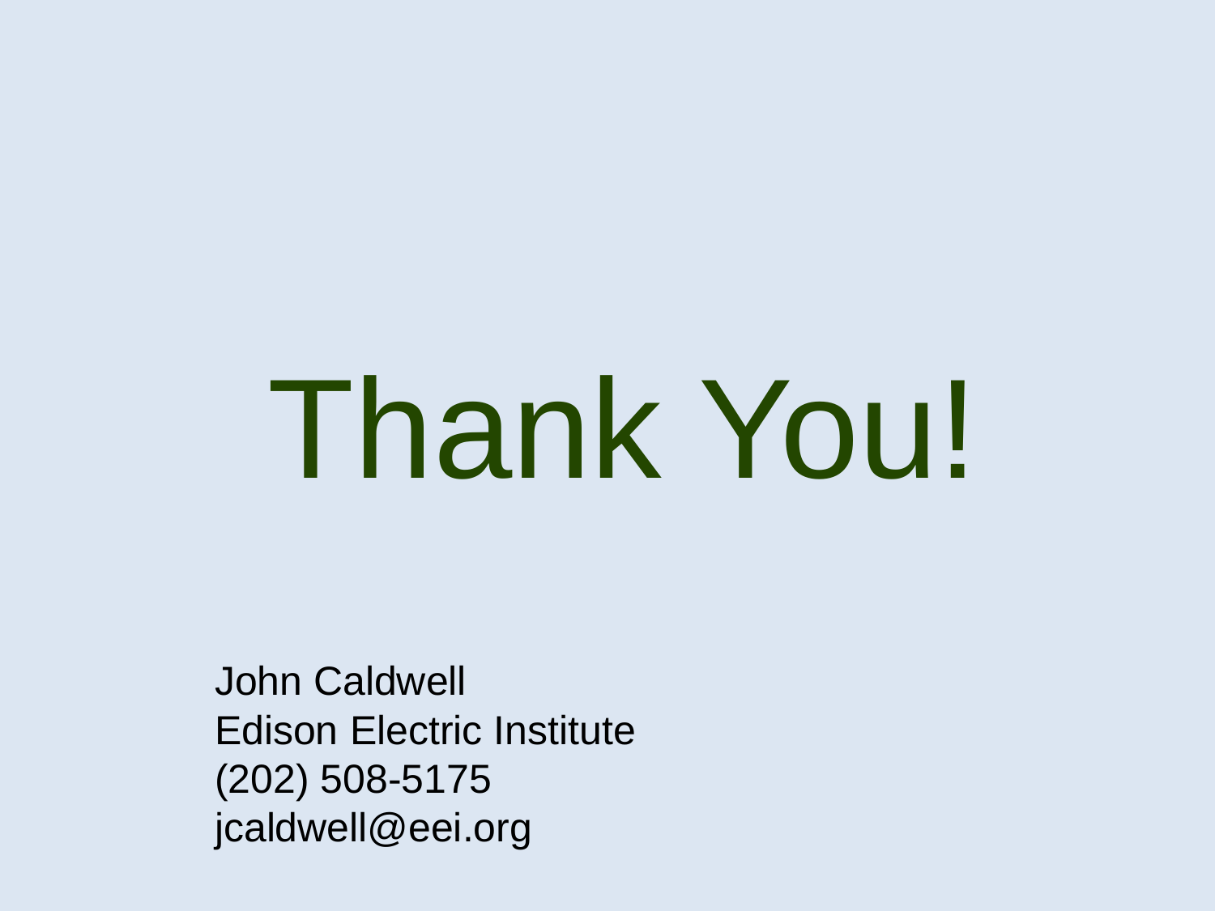# Thank You!

John Caldwell
Edison Electric Institute
(202) 508-5175
jcaldwell@eei.org